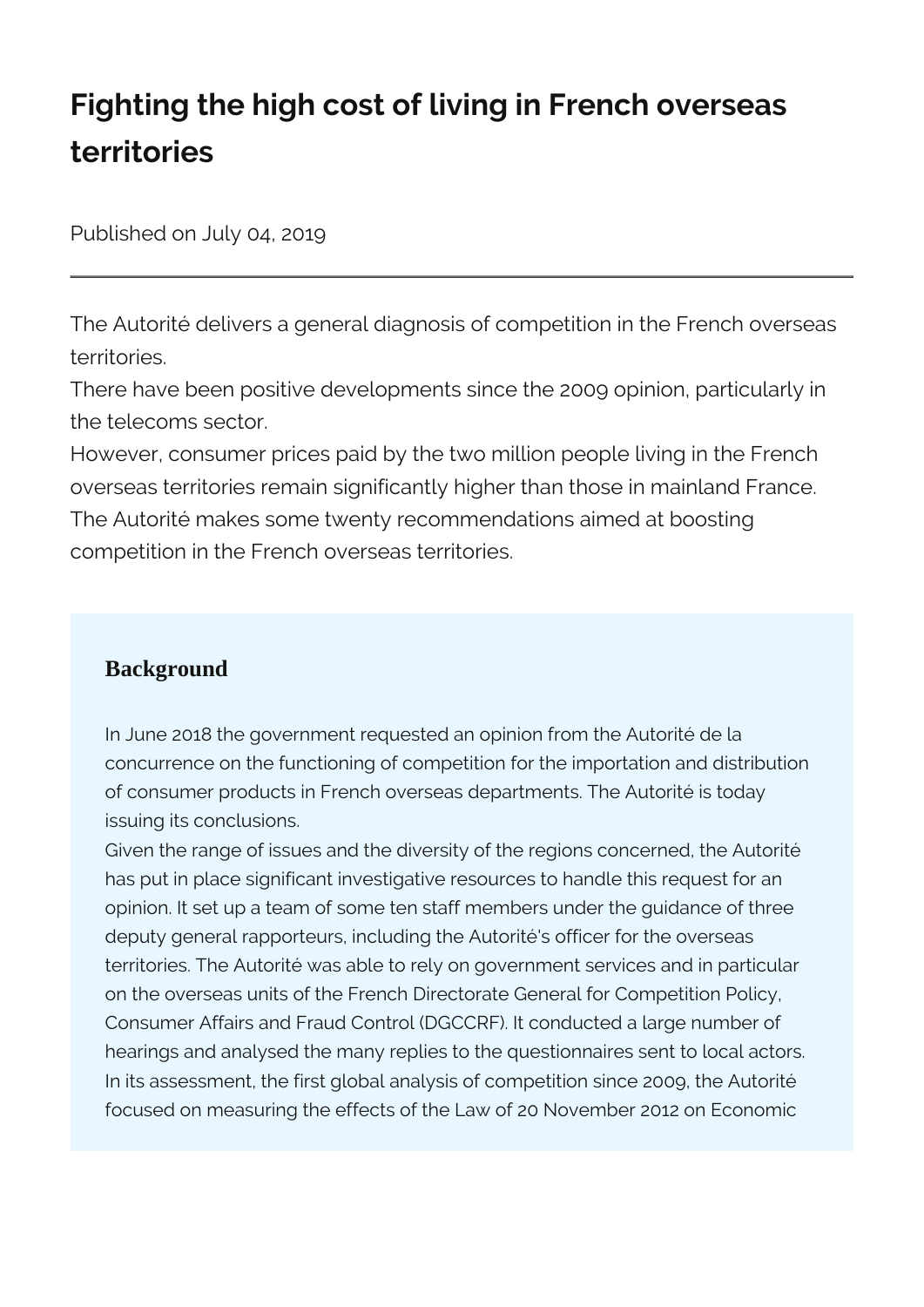# Fighting the high cost of living in French overseas territories

Published on July 04, 2019

The Autorité delivers a general diagnosis of competition in the French overseas territories.
There have been positive developments since the 2009 opinion, particularly in the telecoms sector.
However, consumer prices paid by the two million people living in the French overseas territories remain significantly higher than those in mainland France.
The Autorité makes some twenty recommendations aimed at boosting competition in the French overseas territories.

## Background

In June 2018 the government requested an opinion from the Autorité de la concurrence on the functioning of competition for the importation and distribution of consumer products in French overseas departments. The Autorité is today issuing its conclusions.
Given the range of issues and the diversity of the regions concerned, the Autorité has put in place significant investigative resources to handle this request for an opinion. It set up a team of some ten staff members under the guidance of three deputy general rapporteurs, including the Autorité's officer for the overseas territories. The Autorité was able to rely on government services and in particular on the overseas units of the French Directorate General for Competition Policy, Consumer Affairs and Fraud Control (DGCCRF). It conducted a large number of hearings and analysed the many replies to the questionnaires sent to local actors.
In its assessment, the first global analysis of competition since 2009, the Autorité focused on measuring the effects of the Law of 20 November 2012 on Economic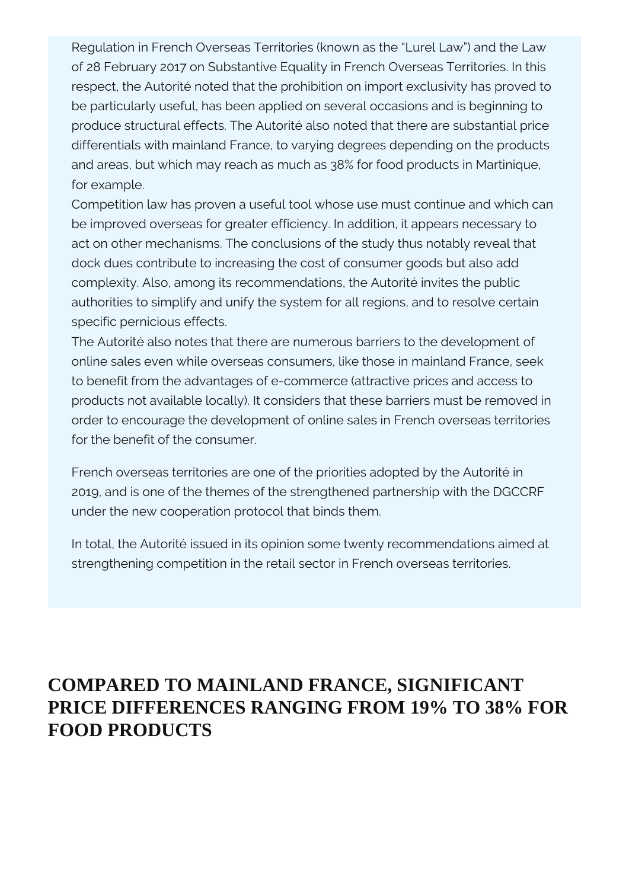Regulation in French Overseas Territories (known as the "Lurel Law") and the Law of 28 February 2017 on Substantive Equality in French Overseas Territories. In this respect, the Autorité noted that the prohibition on import exclusivity has proved to be particularly useful, has been applied on several occasions and is beginning to produce structural effects. The Autorité also noted that there are substantial price differentials with mainland France, to varying degrees depending on the products and areas, but which may reach as much as 38% for food products in Martinique, for example.

Competition law has proven a useful tool whose use must continue and which can be improved overseas for greater efficiency. In addition, it appears necessary to act on other mechanisms. The conclusions of the study thus notably reveal that dock dues contribute to increasing the cost of consumer goods but also add complexity. Also, among its recommendations, the Autorité invites the public authorities to simplify and unify the system for all regions, and to resolve certain specific pernicious effects.

The Autorité also notes that there are numerous barriers to the development of online sales even while overseas consumers, like those in mainland France, seek to benefit from the advantages of e-commerce (attractive prices and access to products not available locally). It considers that these barriers must be removed in order to encourage the development of online sales in French overseas territories for the benefit of the consumer.

French overseas territories are one of the priorities adopted by the Autorité in 2019, and is one of the themes of the strengthened partnership with the DGCCRF under the new cooperation protocol that binds them.

In total, the Autorité issued in its opinion some twenty recommendations aimed at strengthening competition in the retail sector in French overseas territories.

## COMPARED TO MAINLAND FRANCE, SIGNIFICANT PRICE DIFFERENCES RANGING FROM 19% TO 38% FOR FOOD PRODUCTS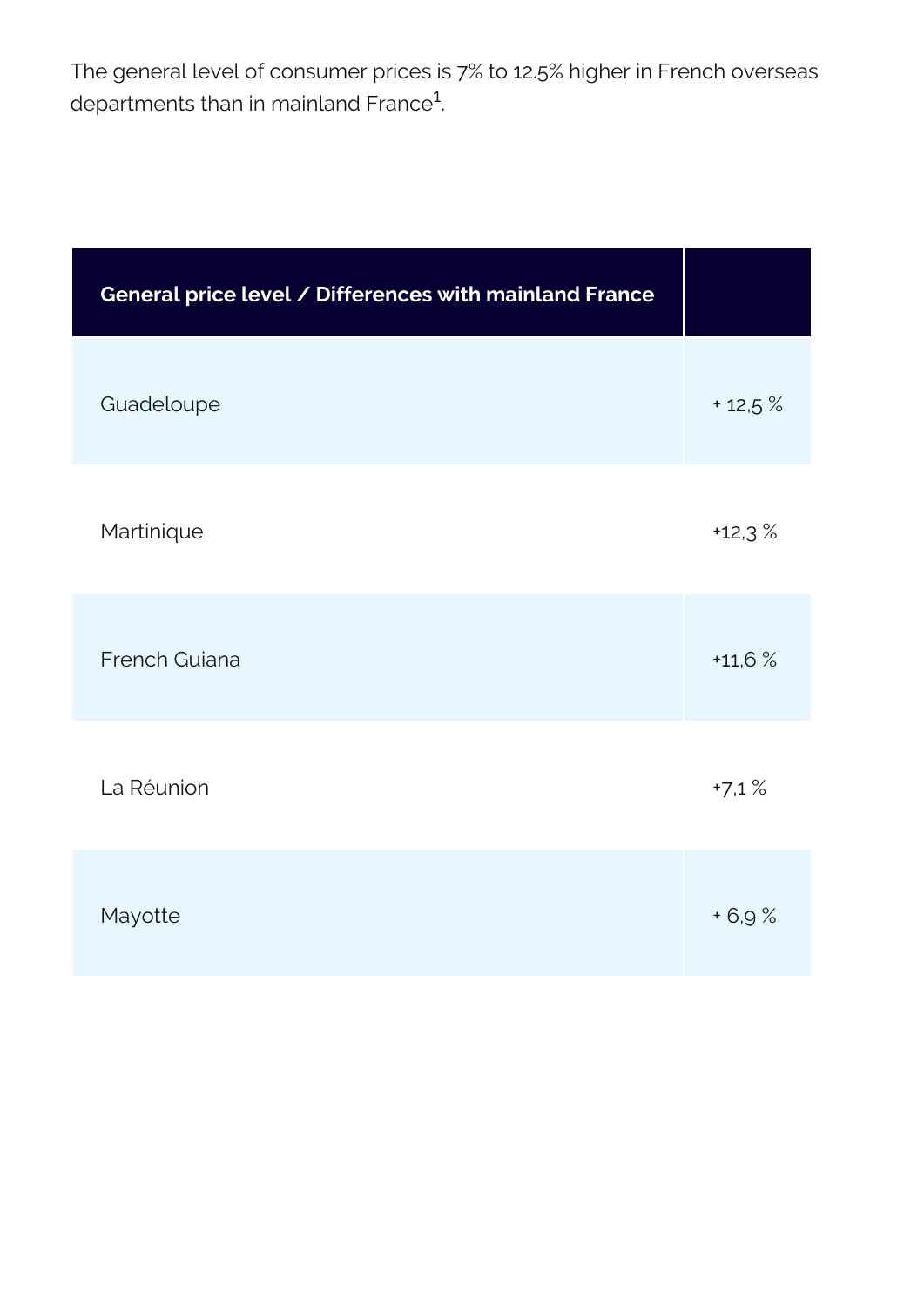The general level of consumer prices is 7% to 12.5% higher in French overseas departments than in mainland France[1].

| General price level / Differences with mainland France | |
|---|---|
| Guadeloupe | + 12,5 % |
| Martinique | +12,3 % |
| French Guiana | +11,6 % |
| La Réunion | +7,1 % |
| Mayotte | + 6,9 % |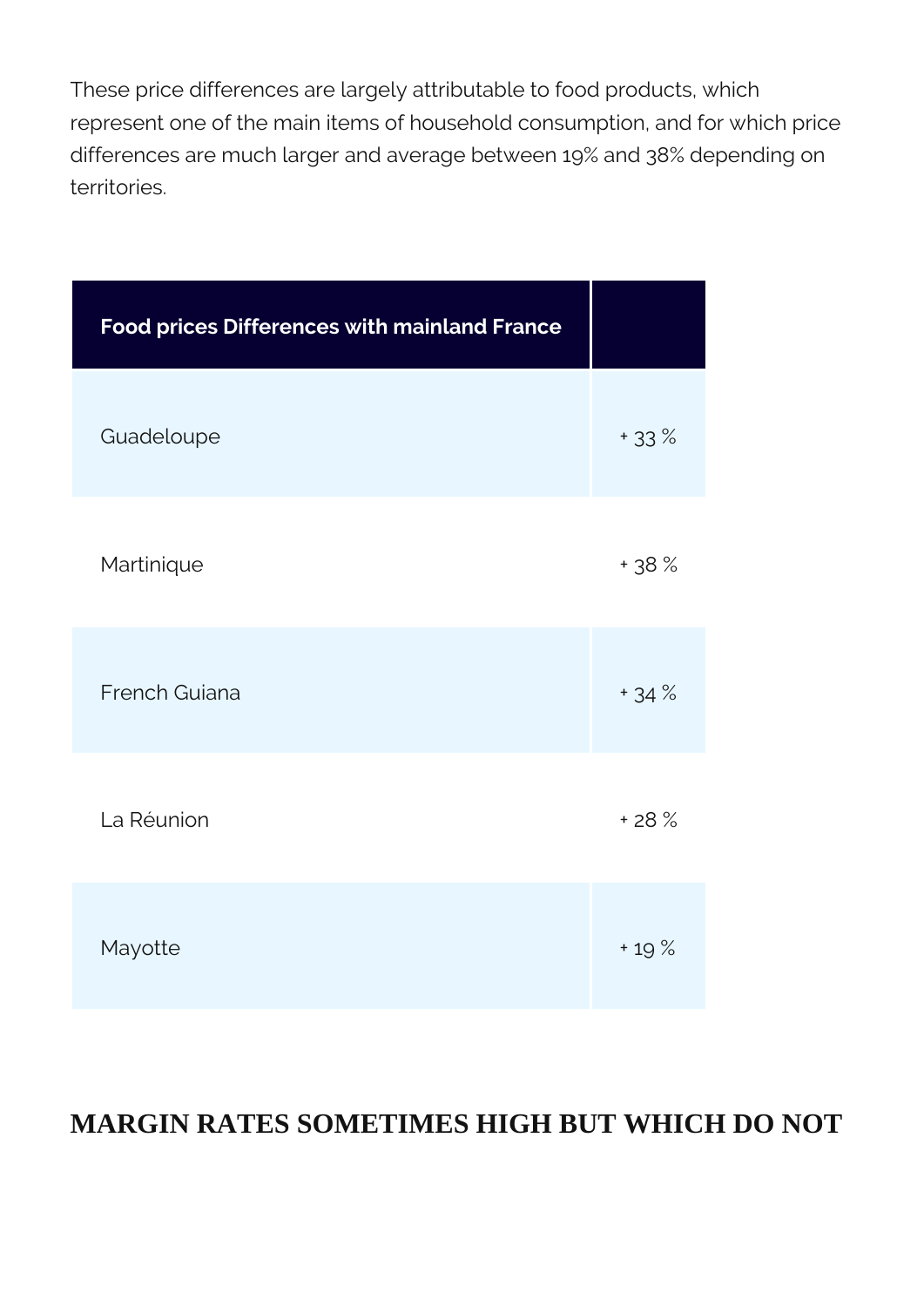These price differences are largely attributable to food products, which represent one of the main items of household consumption, and for which price differences are much larger and average between 19% and 38% depending on territories.

| Food prices Differences with mainland France | |
| --- | --- |
| Guadeloupe | + 33 % |
| Martinique | + 38 % |
| French Guiana | + 34 % |
| La Réunion | + 28 % |
| Mayotte | + 19 % |

## MARGIN RATES SOMETIMES HIGH BUT WHICH DO NOT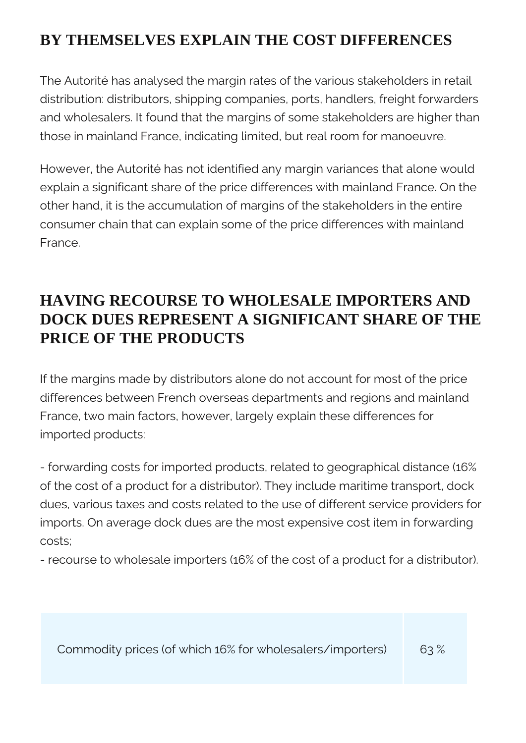## BY THEMSELVES EXPLAIN THE COST DIFFERENCES

The Autorité has analysed the margin rates of the various stakeholders in retail distribution: distributors, shipping companies, ports, handlers, freight forwarders and wholesalers. It found that the margins of some stakeholders are higher than those in mainland France, indicating limited, but real room for manoeuvre.

However, the Autorité has not identified any margin variances that alone would explain a significant share of the price differences with mainland France. On the other hand, it is the accumulation of margins of the stakeholders in the entire consumer chain that can explain some of the price differences with mainland France.

## HAVING RECOURSE TO WHOLESALE IMPORTERS AND DOCK DUES REPRESENT A SIGNIFICANT SHARE OF THE PRICE OF THE PRODUCTS

If the margins made by distributors alone do not account for most of the price differences between French overseas departments and regions and mainland France, two main factors, however, largely explain these differences for imported products:

- forwarding costs for imported products, related to geographical distance (16% of the cost of a product for a distributor). They include maritime transport, dock dues, various taxes and costs related to the use of different service providers for imports. On average dock dues are the most expensive cost item in forwarding costs;
- recourse to wholesale importers (16% of the cost of a product for a distributor).

| Commodity prices (of which 16% for wholesalers/importers) | 63 % |
| --- | --- |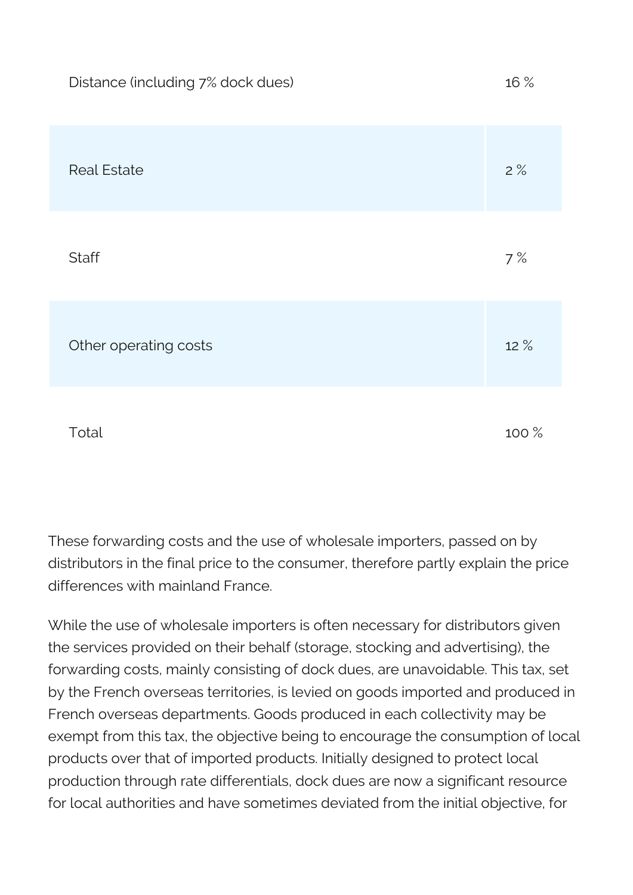| | |
|---|---|
| Distance (including 7% dock dues) | 16 % |
| Real Estate | 2 % |
| Staff | 7 % |
| Other operating costs | 12 % |
| Total | 100 % |

These forwarding costs and the use of wholesale importers, passed on by distributors in the final price to the consumer, therefore partly explain the price differences with mainland France.

While the use of wholesale importers is often necessary for distributors given the services provided on their behalf (storage, stocking and advertising), the forwarding costs, mainly consisting of dock dues, are unavoidable. This tax, set by the French overseas territories, is levied on goods imported and produced in French overseas departments. Goods produced in each collectivity may be exempt from this tax, the objective being to encourage the consumption of local products over that of imported products. Initially designed to protect local production through rate differentials, dock dues are now a significant resource for local authorities and have sometimes deviated from the initial objective, for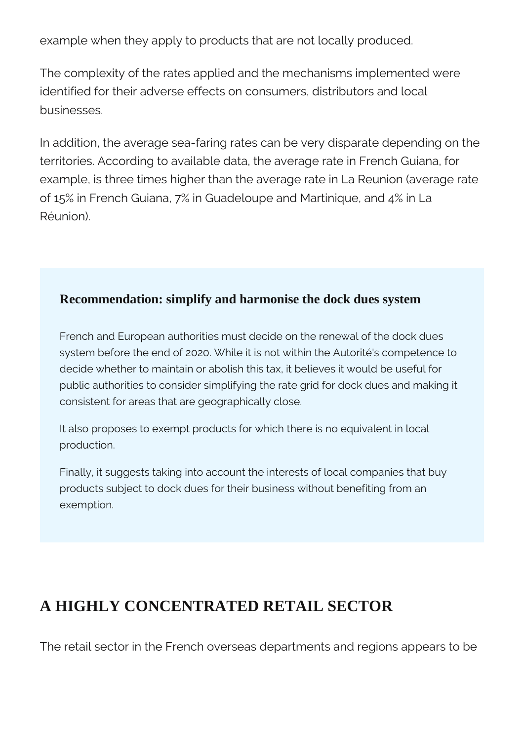example when they apply to products that are not locally produced.

The complexity of the rates applied and the mechanisms implemented were identified for their adverse effects on consumers, distributors and local businesses.

In addition, the average sea-faring rates can be very disparate depending on the territories. According to available data, the average rate in French Guiana, for example, is three times higher than the average rate in La Reunion (average rate of 15% in French Guiana, 7% in Guadeloupe and Martinique, and 4% in La Réunion).

### Recommendation: simplify and harmonise the dock dues system

French and European authorities must decide on the renewal of the dock dues system before the end of 2020. While it is not within the Autorité's competence to decide whether to maintain or abolish this tax, it believes it would be useful for public authorities to consider simplifying the rate grid for dock dues and making it consistent for areas that are geographically close.

It also proposes to exempt products for which there is no equivalent in local production.

Finally, it suggests taking into account the interests of local companies that buy products subject to dock dues for their business without benefiting from an exemption.

## A HIGHLY CONCENTRATED RETAIL SECTOR

The retail sector in the French overseas departments and regions appears to be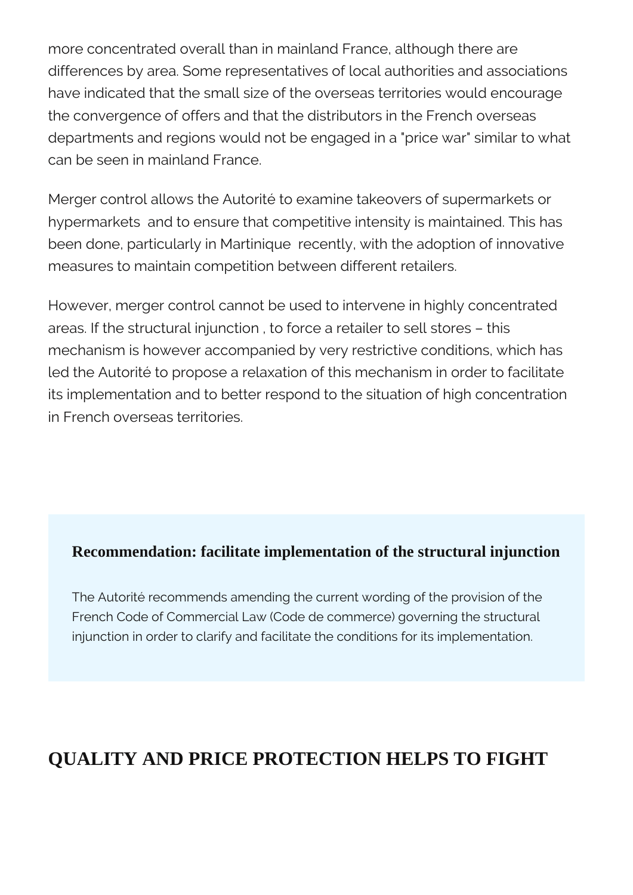more concentrated overall than in mainland France, although there are differences by area. Some representatives of local authorities and associations have indicated that the small size of the overseas territories would encourage the convergence of offers and that the distributors in the French overseas departments and regions would not be engaged in a "price war" similar to what can be seen in mainland France.

Merger control allows the Autorité to examine takeovers of supermarkets or hypermarkets  and to ensure that competitive intensity is maintained. This has been done, particularly in Martinique  recently, with the adoption of innovative measures to maintain competition between different retailers.

However, merger control cannot be used to intervene in highly concentrated areas. If the structural injunction , to force a retailer to sell stores – this mechanism is however accompanied by very restrictive conditions, which has led the Autorité to propose a relaxation of this mechanism in order to facilitate its implementation and to better respond to the situation of high concentration in French overseas territories.

**Recommendation: facilitate implementation of the structural injunction**

The Autorité recommends amending the current wording of the provision of the French Code of Commercial Law (Code de commerce) governing the structural injunction in order to clarify and facilitate the conditions for its implementation.

## QUALITY AND PRICE PROTECTION HELPS TO FIGHT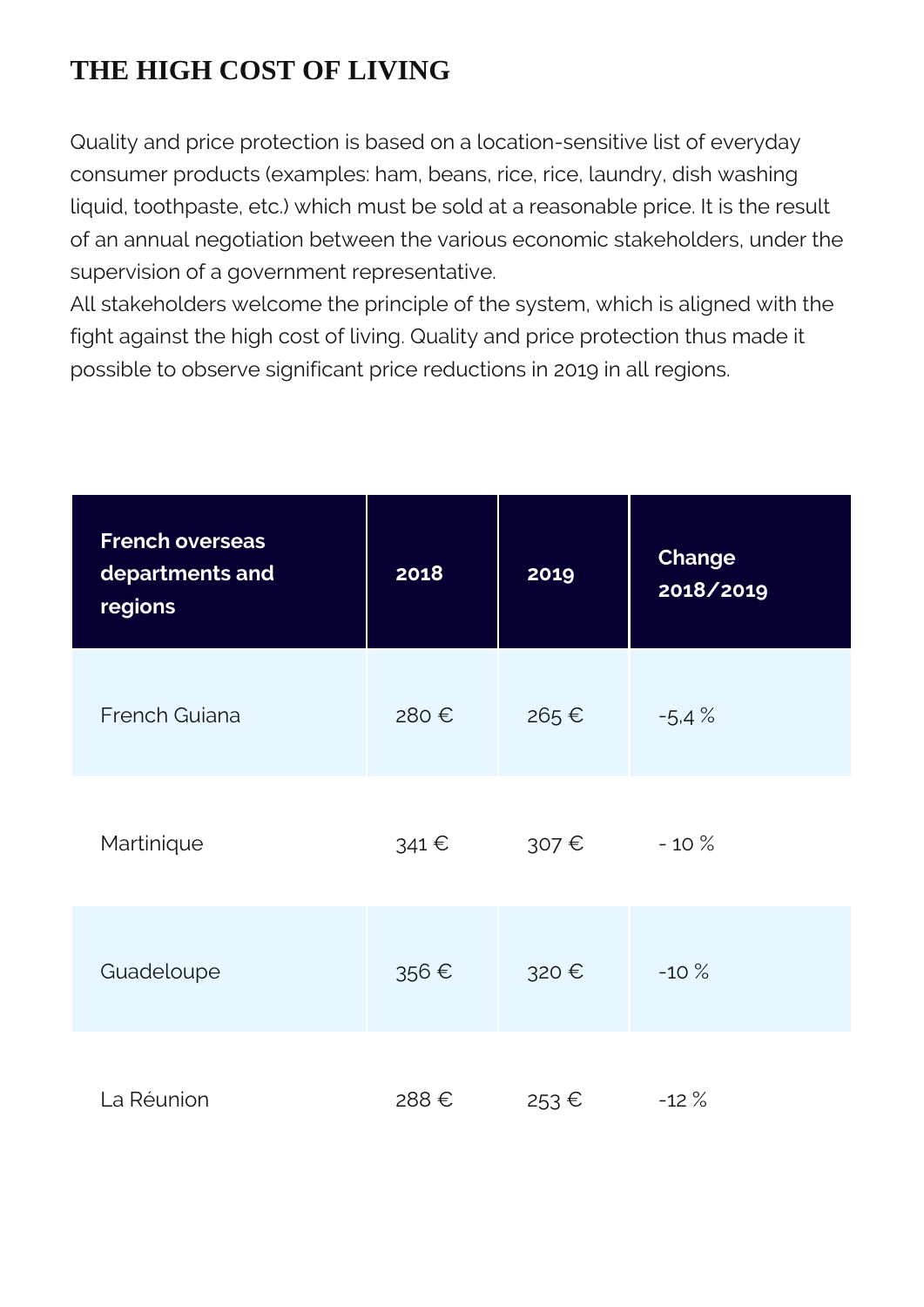# THE HIGH COST OF LIVING

Quality and price protection is based on a location-sensitive list of everyday consumer products (examples: ham, beans, rice, rice, laundry, dish washing liquid, toothpaste, etc.) which must be sold at a reasonable price. It is the result of an annual negotiation between the various economic stakeholders, under the supervision of a government representative.

All stakeholders welcome the principle of the system, which is aligned with the fight against the high cost of living. Quality and price protection thus made it possible to observe significant price reductions in 2019 in all regions.

| French overseas departments and regions | 2018 | 2019 | Change 2018/2019 |
| --- | --- | --- | --- |
| French Guiana | 280 € | 265 € | -5,4 % |
| Martinique | 341 € | 307 € | - 10 % |
| Guadeloupe | 356 € | 320 € | -10 % |
| La Réunion | 288 € | 253 € | -12 % |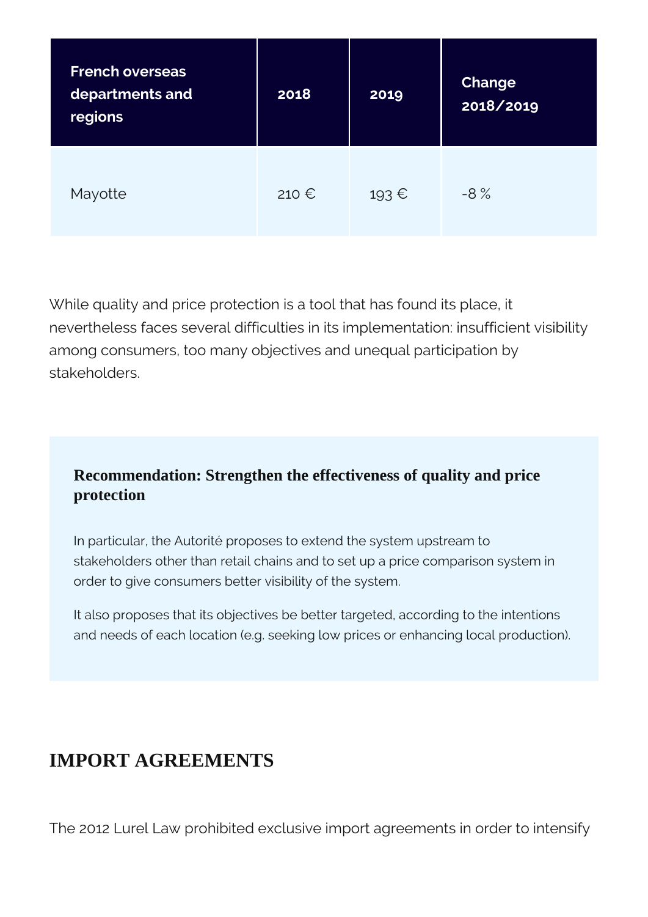| French overseas departments and regions | 2018 | 2019 | Change 2018/2019 |
|---|---|---|---|
| Mayotte | 210 € | 193 € | -8 % |

While quality and price protection is a tool that has found its place, it nevertheless faces several difficulties in its implementation: insufficient visibility among consumers, too many objectives and unequal participation by stakeholders.

**Recommendation: Strengthen the effectiveness of quality and price protection**

In particular, the Autorité proposes to extend the system upstream to stakeholders other than retail chains and to set up a price comparison system in order to give consumers better visibility of the system.

It also proposes that its objectives be better targeted, according to the intentions and needs of each location (e.g. seeking low prices or enhancing local production).

## IMPORT AGREEMENTS

The 2012 Lurel Law prohibited exclusive import agreements in order to intensify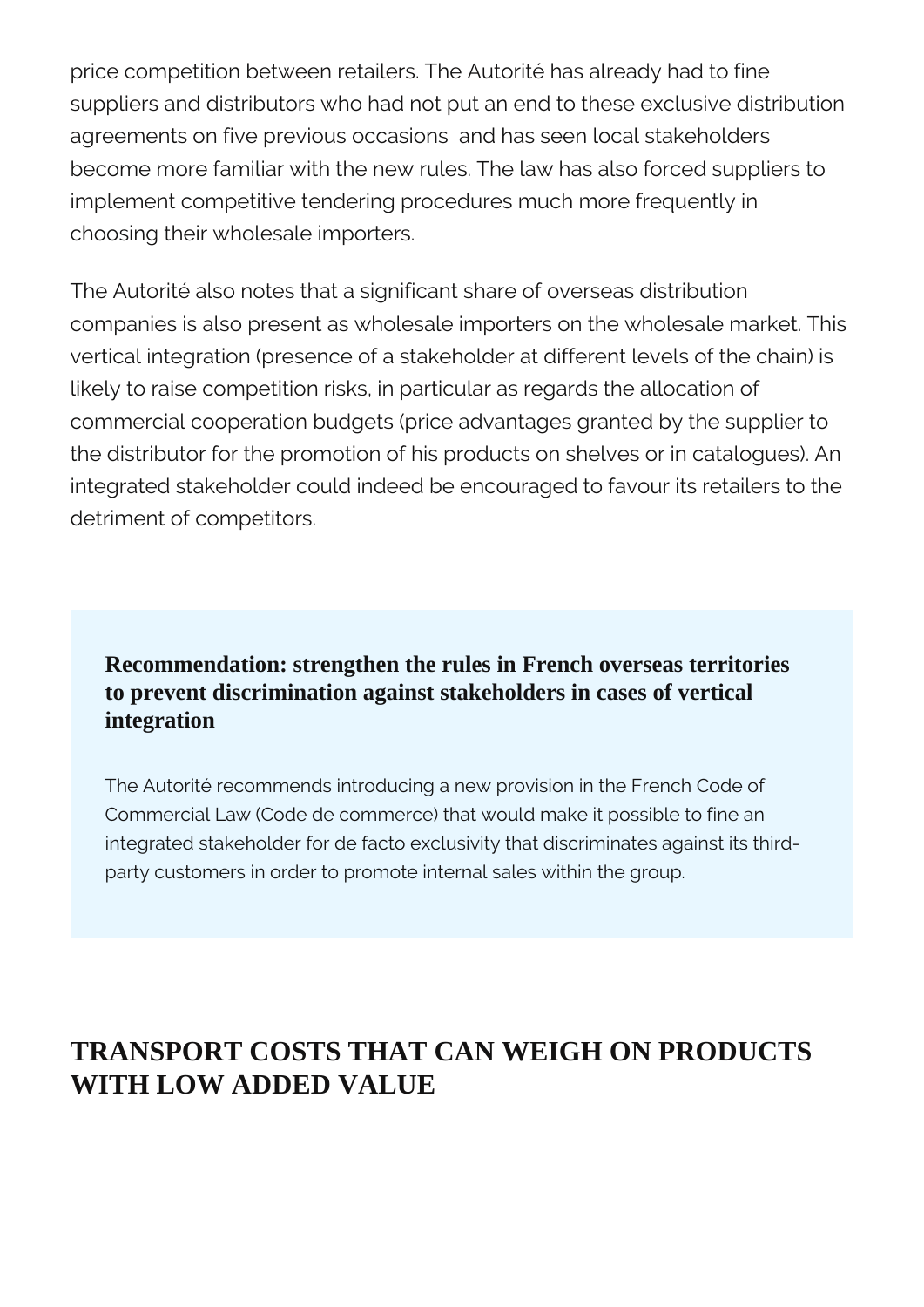price competition between retailers. The Autorité has already had to fine suppliers and distributors who had not put an end to these exclusive distribution agreements on five previous occasions  and has seen local stakeholders become more familiar with the new rules. The law has also forced suppliers to implement competitive tendering procedures much more frequently in choosing their wholesale importers.

The Autorité also notes that a significant share of overseas distribution companies is also present as wholesale importers on the wholesale market. This vertical integration (presence of a stakeholder at different levels of the chain) is likely to raise competition risks, in particular as regards the allocation of commercial cooperation budgets (price advantages granted by the supplier to the distributor for the promotion of his products on shelves or in catalogues). An integrated stakeholder could indeed be encouraged to favour its retailers to the detriment of competitors.

**Recommendation: strengthen the rules in French overseas territories to prevent discrimination against stakeholders in cases of vertical integration**

The Autorité recommends introducing a new provision in the French Code of Commercial Law (Code de commerce) that would make it possible to fine an integrated stakeholder for de facto exclusivity that discriminates against its third-party customers in order to promote internal sales within the group.

## TRANSPORT COSTS THAT CAN WEIGH ON PRODUCTS WITH LOW ADDED VALUE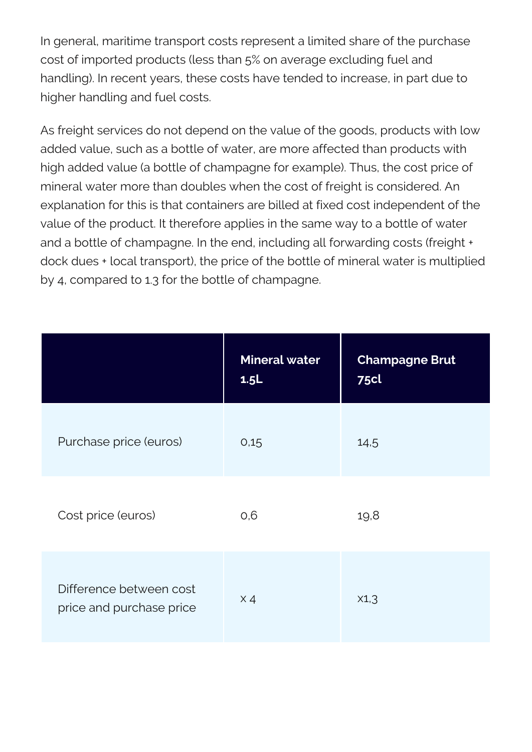In general, maritime transport costs represent a limited share of the purchase cost of imported products (less than 5% on average excluding fuel and handling). In recent years, these costs have tended to increase, in part due to higher handling and fuel costs.

As freight services do not depend on the value of the goods, products with low added value, such as a bottle of water, are more affected than products with high added value (a bottle of champagne for example). Thus, the cost price of mineral water more than doubles when the cost of freight is considered. An explanation for this is that containers are billed at fixed cost independent of the value of the product. It therefore applies in the same way to a bottle of water and a bottle of champagne. In the end, including all forwarding costs (freight + dock dues + local transport), the price of the bottle of mineral water is multiplied by 4, compared to 1.3 for the bottle of champagne.

| | **Mineral water 1.5L** | **Champagne Brut 75cl** |
|---|---|---|
| Purchase price (euros) | 0,15 | 14,5 |
| Cost price (euros) | 0,6 | 19,8 |
| Difference between cost price and purchase price | x 4 | x1,3 |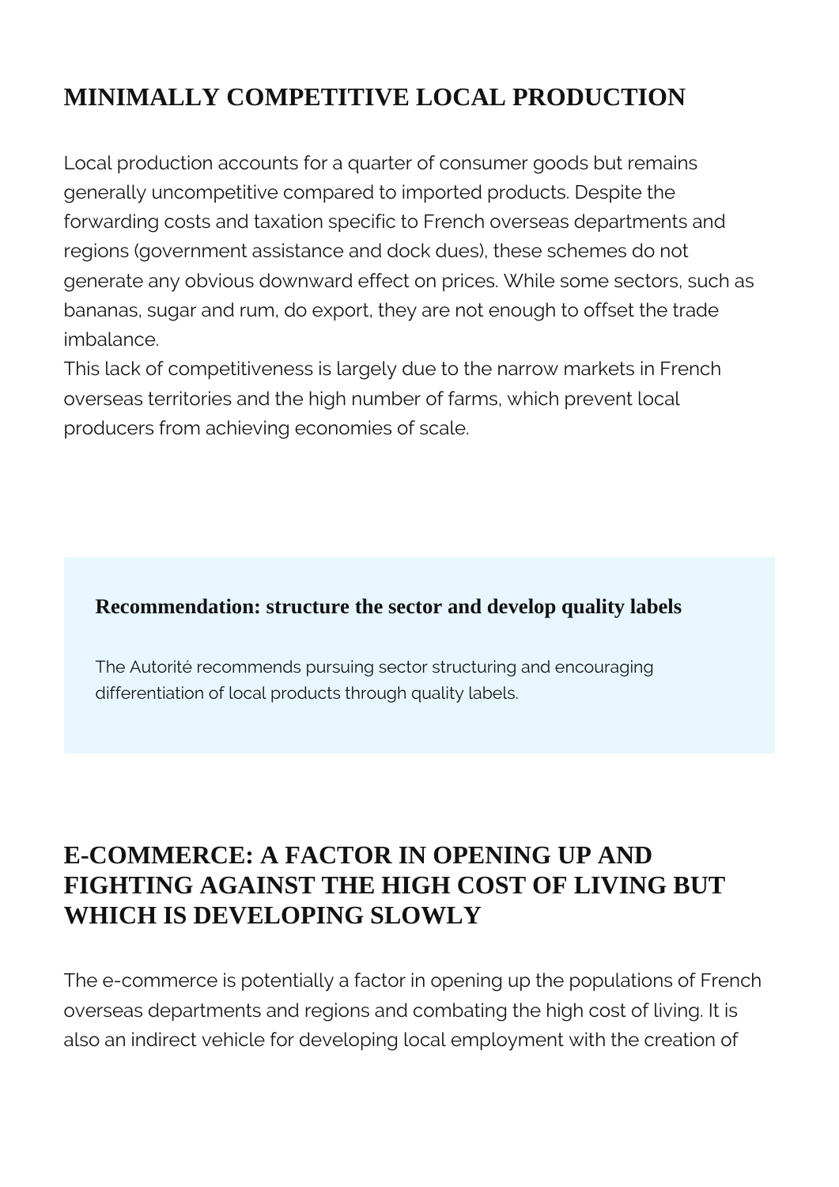## MINIMALLY COMPETITIVE LOCAL PRODUCTION

Local production accounts for a quarter of consumer goods but remains generally uncompetitive compared to imported products. Despite the forwarding costs and taxation specific to French overseas departments and regions (government assistance and dock dues), these schemes do not generate any obvious downward effect on prices. While some sectors, such as bananas, sugar and rum, do export, they are not enough to offset the trade imbalance.
This lack of competitiveness is largely due to the narrow markets in French overseas territories and the high number of farms, which prevent local producers from achieving economies of scale.

### Recommendation: structure the sector and develop quality labels

The Autorité recommends pursuing sector structuring and encouraging differentiation of local products through quality labels.

## E-COMMERCE: A FACTOR IN OPENING UP AND FIGHTING AGAINST THE HIGH COST OF LIVING BUT WHICH IS DEVELOPING SLOWLY

The e-commerce is potentially a factor in opening up the populations of French overseas departments and regions and combating the high cost of living. It is also an indirect vehicle for developing local employment with the creation of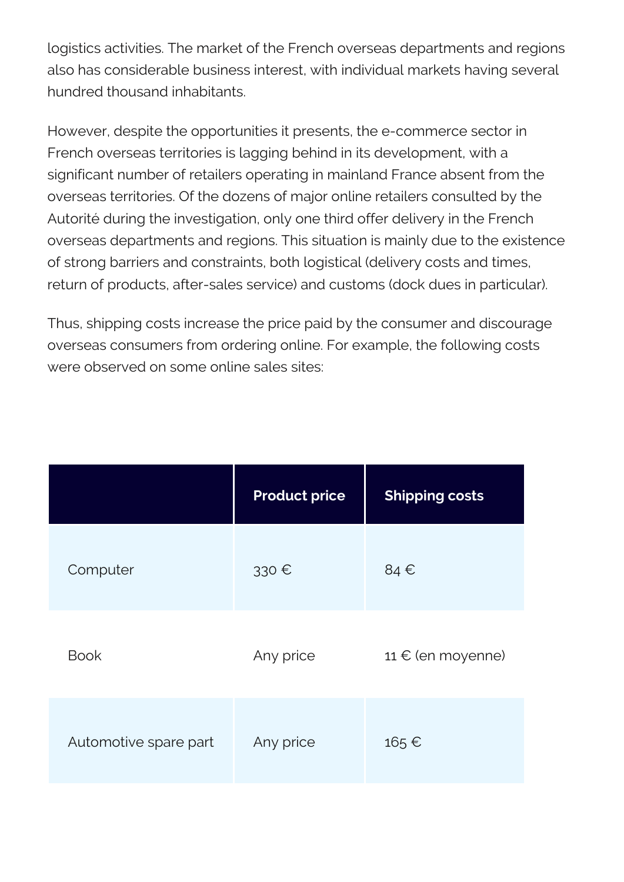logistics activities. The market of the French overseas departments and regions also has considerable business interest, with individual markets having several hundred thousand inhabitants.

However, despite the opportunities it presents, the e-commerce sector in French overseas territories is lagging behind in its development, with a significant number of retailers operating in mainland France absent from the overseas territories. Of the dozens of major online retailers consulted by the Autorité during the investigation, only one third offer delivery in the French overseas departments and regions. This situation is mainly due to the existence of strong barriers and constraints, both logistical (delivery costs and times, return of products, after-sales service) and customs (dock dues in particular).

Thus, shipping costs increase the price paid by the consumer and discourage overseas consumers from ordering online. For example, the following costs were observed on some online sales sites:

| | Product price | Shipping costs |
|---|---|---|
| Computer | 330 € | 84 € |
| Book | Any price | 11 € (en moyenne) |
| Automotive spare part | Any price | 165 € |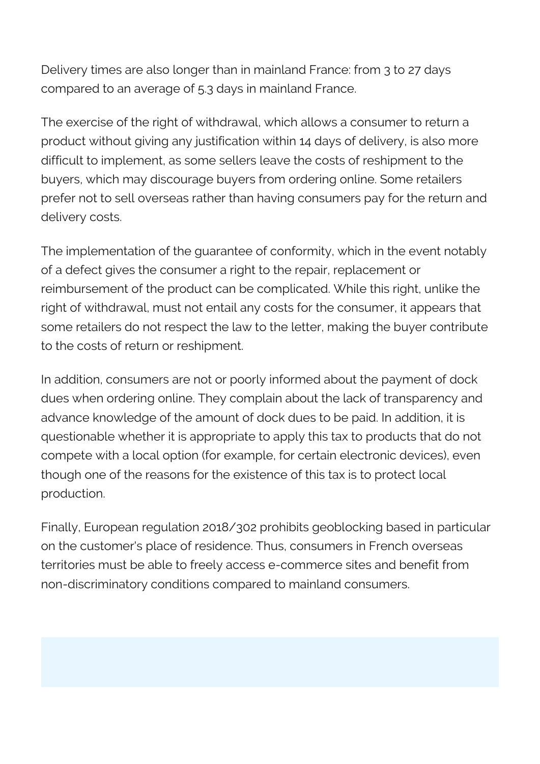Delivery times are also longer than in mainland France: from 3 to 27 days compared to an average of 5.3 days in mainland France.

The exercise of the right of withdrawal, which allows a consumer to return a product without giving any justification within 14 days of delivery, is also more difficult to implement, as some sellers leave the costs of reshipment to the buyers, which may discourage buyers from ordering online. Some retailers prefer not to sell overseas rather than having consumers pay for the return and delivery costs.

The implementation of the guarantee of conformity, which in the event notably of a defect gives the consumer a right to the repair, replacement or reimbursement of the product can be complicated. While this right, unlike the right of withdrawal, must not entail any costs for the consumer, it appears that some retailers do not respect the law to the letter, making the buyer contribute to the costs of return or reshipment.

In addition, consumers are not or poorly informed about the payment of dock dues when ordering online. They complain about the lack of transparency and advance knowledge of the amount of dock dues to be paid. In addition, it is questionable whether it is appropriate to apply this tax to products that do not compete with a local option (for example, for certain electronic devices), even though one of the reasons for the existence of this tax is to protect local production.

Finally, European regulation 2018/302 prohibits geoblocking based in particular on the customer's place of residence. Thus, consumers in French overseas territories must be able to freely access e-commerce sites and benefit from non-discriminatory conditions compared to mainland consumers.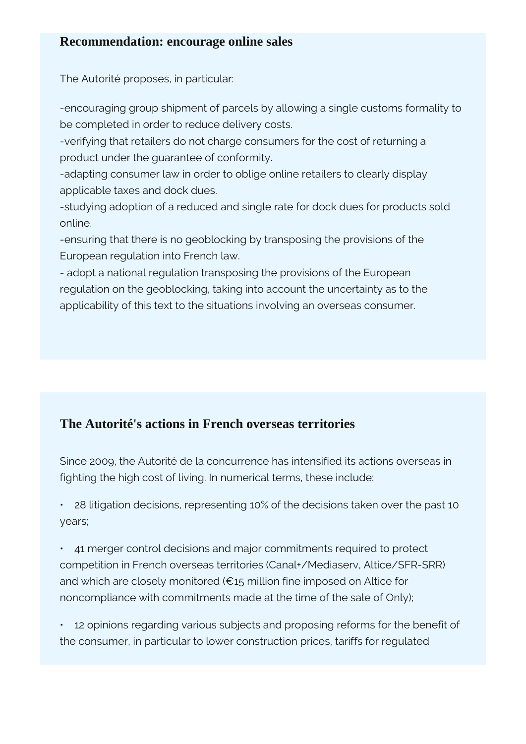## Recommendation: encourage online sales

The Autorité proposes, in particular:

-encouraging group shipment of parcels by allowing a single customs formality to be completed in order to reduce delivery costs.
-verifying that retailers do not charge consumers for the cost of returning a product under the guarantee of conformity.
-adapting consumer law in order to oblige online retailers to clearly display applicable taxes and dock dues.
-studying adoption of a reduced and single rate for dock dues for products sold online.
-ensuring that there is no geoblocking by transposing the provisions of the European regulation into French law.
- adopt a national regulation transposing the provisions of the European regulation on the geoblocking, taking into account the uncertainty as to the applicability of this text to the situations involving an overseas consumer.

## The Autorité's actions in French overseas territories

Since 2009, the Autorité de la concurrence has intensified its actions overseas in fighting the high cost of living. In numerical terms, these include:

- 28 litigation decisions, representing 10% of the decisions taken over the past 10 years;

- 41 merger control decisions and major commitments required to protect competition in French overseas territories (Canal+/Mediaserv, Altice/SFR-SRR) and which are closely monitored (€15 million fine imposed on Altice for noncompliance with commitments made at the time of the sale of Only);

- 12 opinions regarding various subjects and proposing reforms for the benefit of the consumer, in particular to lower construction prices, tariffs for regulated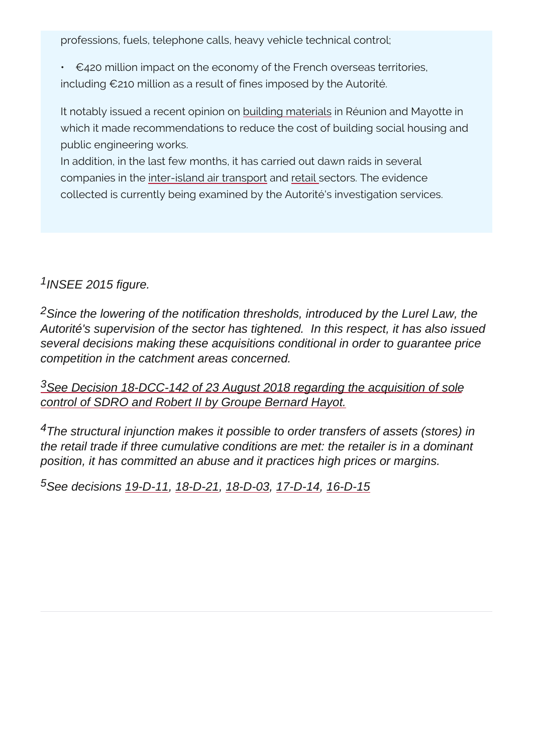professions, fuels, telephone calls, heavy vehicle technical control;

- €420 million impact on the economy of the French overseas territories, including €210 million as a result of fines imposed by the Autorité.

It notably issued a recent opinion on building materials in Réunion and Mayotte in which it made recommendations to reduce the cost of building social housing and public engineering works.
In addition, in the last few months, it has carried out dawn raids in several companies in the inter-island air transport and retail sectors. The evidence collected is currently being examined by the Autorité's investigation services.

[1] *INSEE 2015 figure.*

[2] *Since the lowering of the notification thresholds, introduced by the Lurel Law, the Autorité's supervision of the sector has tightened. In this respect, it has also issued several decisions making these acquisitions conditional in order to guarantee price competition in the catchment areas concerned.*

[3] *See Decision 18-DCC-142 of 23 August 2018 regarding the acquisition of sole control of SDRO and Robert II by Groupe Bernard Hayot.*

[4] *The structural injunction makes it possible to order transfers of assets (stores) in the retail trade if three cumulative conditions are met: the retailer is in a dominant position, it has committed an abuse and it practices high prices or margins.*

[5] *See decisions 19-D-11, 18-D-21, 18-D-03, 17-D-14, 16-D-15*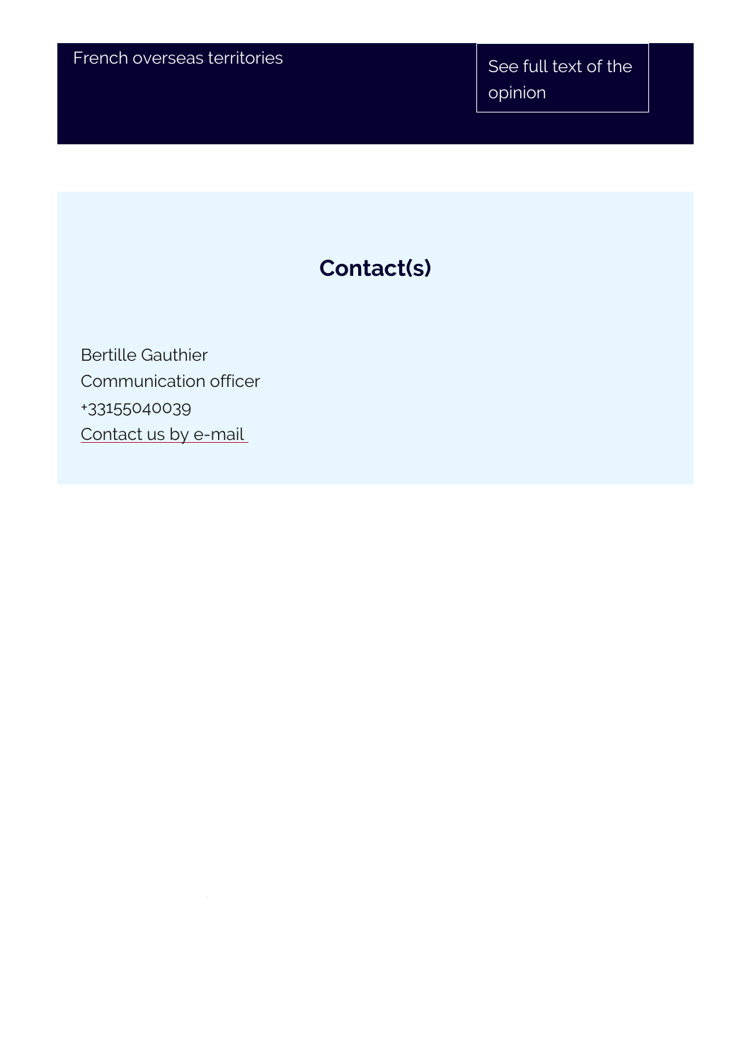French overseas territories

See full text of the opinion

## Contact(s)

Bertille Gauthier
Communication officer
+33155040039
Contact us by e-mail